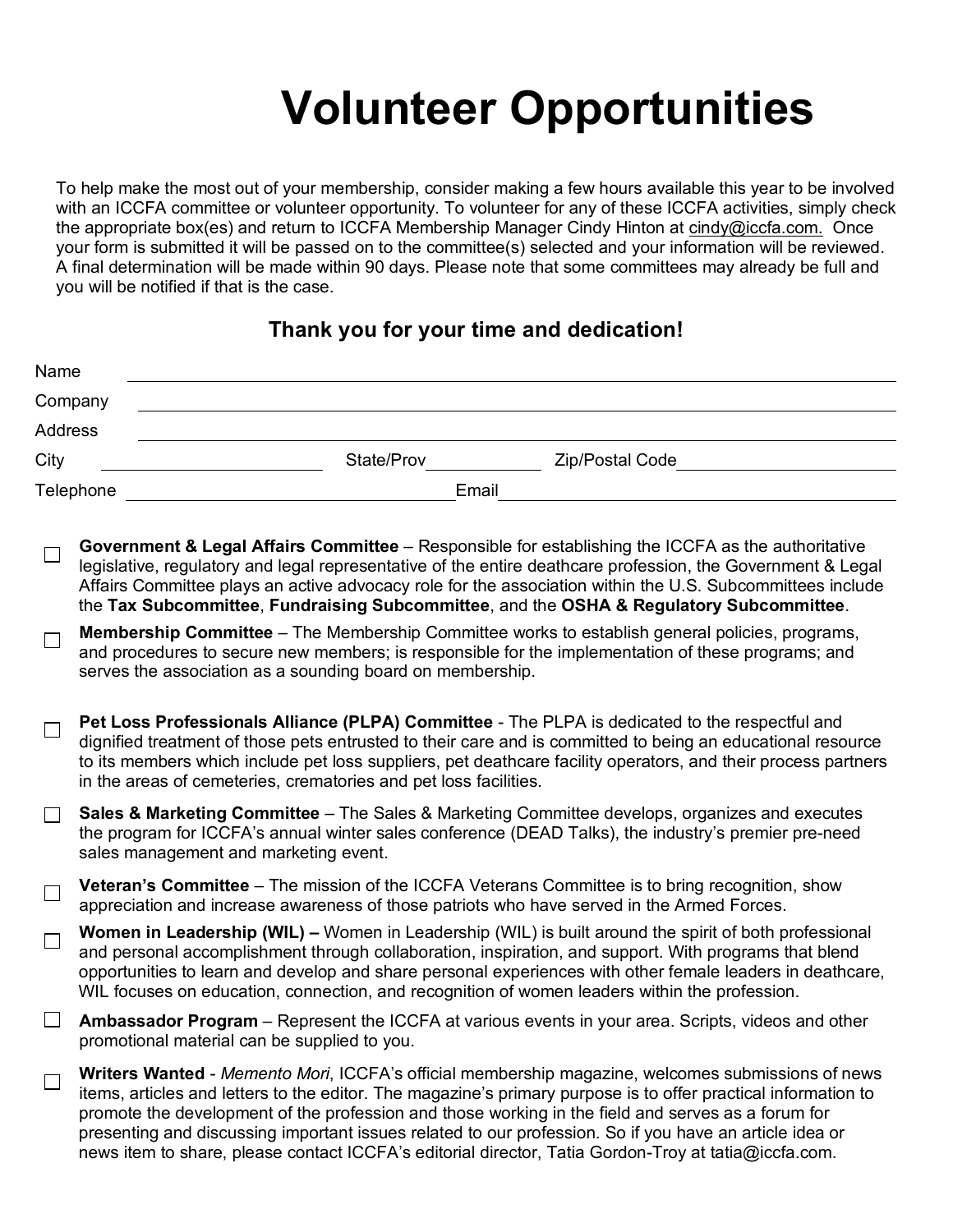# Volunteer Opportunities

To help make the most out of your membership, consider making a few hours available this year to be involved with an ICCFA committee or volunteer opportunity. To volunteer for any of these ICCFA activities, simply check the appropriate box(es) and return to ICCFA Membership Manager Cindy Hinton at cindy@iccfa.com. Once your form is submitted it will be passed on to the committee(s) selected and your information will be reviewed. A final determination will be made within 90 days. Please note that some committees may already be full and you will be notified if that is the case.

### Thank you for your time and dedication!

Name ______________________________

Company ______________________________

Address ______________________________

City ______________ State/Prov ______________ Zip/Postal Code ______________

Telephone ______________ Email ______________

- ☐ **Government & Legal Affairs Committee** – Responsible for establishing the ICCFA as the authoritative legislative, regulatory and legal representative of the entire deathcare profession, the Government & Legal Affairs Committee plays an active advocacy role for the association within the U.S. Subcommittees include the **Tax Subcommittee**, **Fundraising Subcommittee**, and the **OSHA & Regulatory Subcommittee**.
- ☐ **Membership Committee** – The Membership Committee works to establish general policies, programs, and procedures to secure new members; is responsible for the implementation of these programs; and serves the association as a sounding board on membership.
- ☐ **Pet Loss Professionals Alliance (PLPA) Committee** - The PLPA is dedicated to the respectful and dignified treatment of those pets entrusted to their care and is committed to being an educational resource to its members which include pet loss suppliers, pet deathcare facility operators, and their process partners in the areas of cemeteries, crematories and pet loss facilities.
- ☐ **Sales & Marketing Committee** – The Sales & Marketing Committee develops, organizes and executes the program for ICCFA's annual winter sales conference (DEAD Talks), the industry's premier pre-need sales management and marketing event.
- ☐ **Veteran's Committee** – The mission of the ICCFA Veterans Committee is to bring recognition, show appreciation and increase awareness of those patriots who have served in the Armed Forces.
- ☐ **Women in Leadership (WIL) –** Women in Leadership (WIL) is built around the spirit of both professional and personal accomplishment through collaboration, inspiration, and support. With programs that blend opportunities to learn and develop and share personal experiences with other female leaders in deathcare, WIL focuses on education, connection, and recognition of women leaders within the profession.
- ☐ **Ambassador Program** – Represent the ICCFA at various events in your area. Scripts, videos and other promotional material can be supplied to you.
- ☐ **Writers Wanted** - *Memento Mori*, ICCFA's official membership magazine, welcomes submissions of news items, articles and letters to the editor. The magazine's primary purpose is to offer practical information to promote the development of the profession and those working in the field and serves as a forum for presenting and discussing important issues related to our profession. So if you have an article idea or news item to share, please contact ICCFA's editorial director, Tatia Gordon-Troy at tatia@iccfa.com.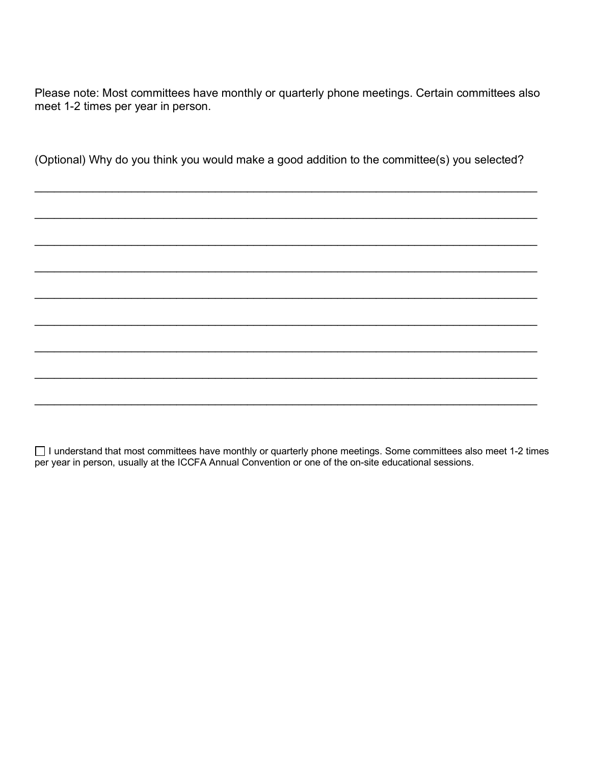Please note: Most committees have monthly or quarterly phone meetings. Certain committees also meet 1-2 times per year in person.

(Optional) Why do you think you would make a good addition to the committee(s) you selected?

____________________________________________________________________________

____________________________________________________________________________

____________________________________________________________________________

____________________________________________________________________________

____________________________________________________________________________

____________________________________________________________________________

____________________________________________________________________________

____________________________________________________________________________

____________________________________________________________________________

☐ I understand that most committees have monthly or quarterly phone meetings. Some committees also meet 1-2 times per year in person, usually at the ICCFA Annual Convention or one of the on-site educational sessions.